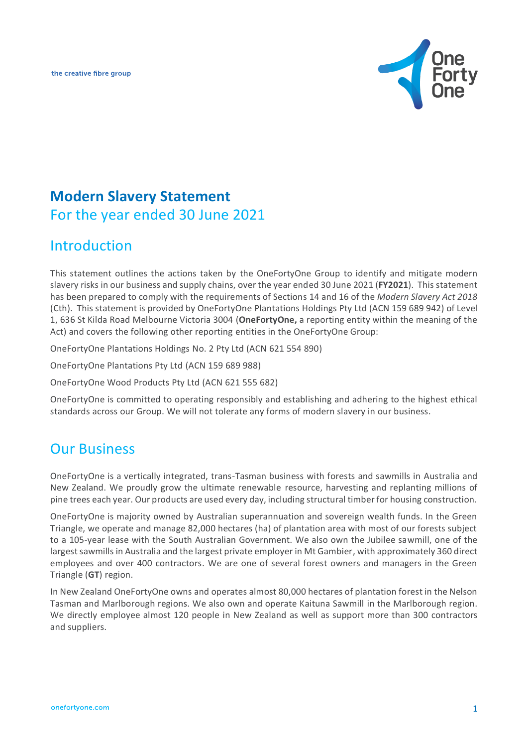the creative fibre group

# Modern Slavery Statement

## For the year ended 30 June 2021

## Introduction

This statement outlines the actions taken by the OneFortyOne Group to identify and mitigate modern slavery risks in our business and supply chains, over the year ended 30 June 2021 (**FY2021**). This statement has been prepared to comply with the requirements of Sections 14 and 16 of the *Modern Slavery Act 2018* (Cth). This statement is provided by OneFortyOne Plantations Holdings Pty Ltd (ACN 159 689 942) of Level 1, 636 St Kilda Road Melbourne Victoria 3004 (**OneFortyOne,** a reporting entity within the meaning of the Act) and covers the following other reporting entities in the OneFortyOne Group:

OneFortyOne Plantations Holdings No. 2 Pty Ltd (ACN 621 554 890)

OneFortyOne Plantations Pty Ltd (ACN 159 689 988)

OneFortyOne Wood Products Pty Ltd (ACN 621 555 682)

OneFortyOne is committed to operating responsibly and establishing and adhering to the highest ethical standards across our Group. We will not tolerate any forms of modern slavery in our business.

## Our Business

OneFortyOne is a vertically integrated, trans-Tasman business with forests and sawmills in Australia and New Zealand. We proudly grow the ultimate renewable resource, harvesting and replanting millions of pine trees each year. Our products are used every day, including structural timber for housing construction.

OneFortyOne is majority owned by Australian superannuation and sovereign wealth funds. In the Green Triangle, we operate and manage 82,000 hectares (ha) of plantation area with most of our forests subject to a 105-year lease with the South Australian Government. We also own the Jubilee sawmill, one of the largest sawmills in Australia and the largest private employer in Mt Gambier, with approximately 360 direct employees and over 400 contractors. We are one of several forest owners and managers in the Green Triangle (**GT**) region.

In New Zealand OneFortyOne owns and operates almost 80,000 hectares of plantation forest in the Nelson Tasman and Marlborough regions. We also own and operate Kaituna Sawmill in the Marlborough region. We directly employee almost 120 people in New Zealand as well as support more than 300 contractors and suppliers.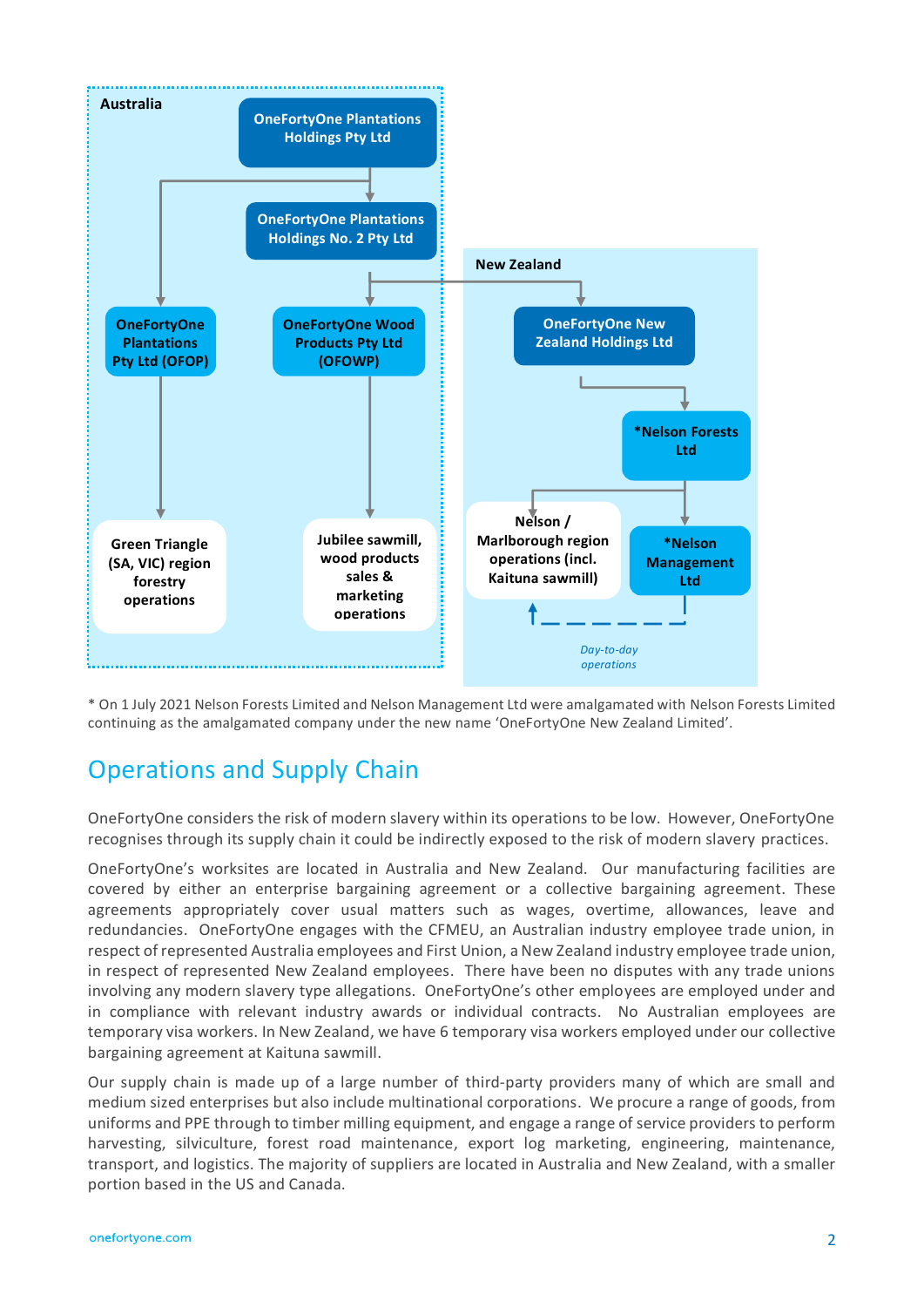**Australia**

- OneFortyOne Plantations Holdings Pty Ltd
  - OneFortyOne Plantations Holdings No. 2 Pty Ltd
    - OneFortyOne Wood Products Pty Ltd (OFOWP)
      - Jubilee sawmill, wood products sales & marketing operations
  - OneFortyOne Plantations Pty Ltd (OFOP)
    - Green Triangle (SA, VIC) region forestry operations

**New Zealand**

- OneFortyOne New Zealand Holdings Ltd
  - *Nelson Forests Ltd
    - Nelson / Marlborough region operations (incl. Kaituna sawmill)
    - *Nelson Management Ltd

*Day-to-day operations*

\* On 1 July 2021 Nelson Forests Limited and Nelson Management Ltd were amalgamated with Nelson Forests Limited continuing as the amalgamated company under the new name 'OneFortyOne New Zealand Limited'.

## Operations and Supply Chain

OneFortyOne considers the risk of modern slavery within its operations to be low. However, OneFortyOne recognises through its supply chain it could be indirectly exposed to the risk of modern slavery practices.

OneFortyOne's worksites are located in Australia and New Zealand. Our manufacturing facilities are covered by either an enterprise bargaining agreement or a collective bargaining agreement. These agreements appropriately cover usual matters such as wages, overtime, allowances, leave and redundancies. OneFortyOne engages with the CFMEU, an Australian industry employee trade union, in respect of represented Australia employees and First Union, a New Zealand industry employee trade union, in respect of represented New Zealand employees. There have been no disputes with any trade unions involving any modern slavery type allegations. OneFortyOne's other employees are employed under and in compliance with relevant industry awards or individual contracts. No Australian employees are temporary visa workers. In New Zealand, we have 6 temporary visa workers employed under our collective bargaining agreement at Kaituna sawmill.

Our supply chain is made up of a large number of third-party providers many of which are small and medium sized enterprises but also include multinational corporations. We procure a range of goods, from uniforms and PPE through to timber milling equipment, and engage a range of service providers to perform harvesting, silviculture, forest road maintenance, export log marketing, engineering, maintenance, transport, and logistics. The majority of suppliers are located in Australia and New Zealand, with a smaller portion based in the US and Canada.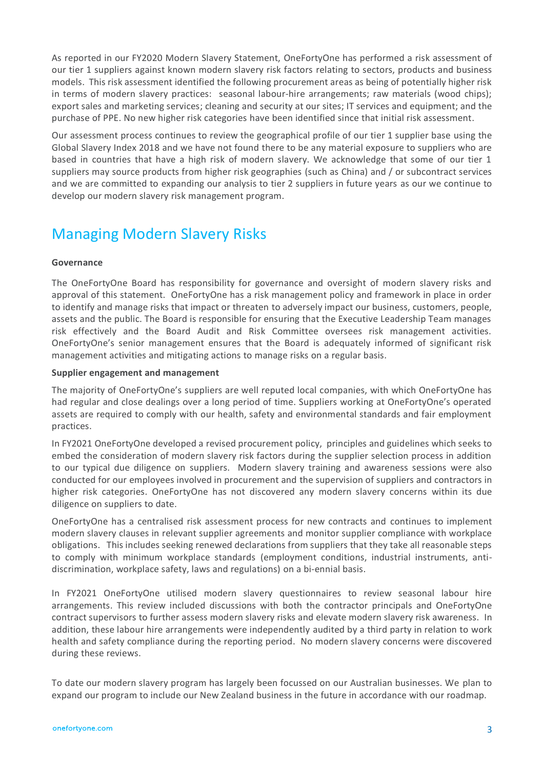As reported in our FY2020 Modern Slavery Statement, OneFortyOne has performed a risk assessment of our tier 1 suppliers against known modern slavery risk factors relating to sectors, products and business models. This risk assessment identified the following procurement areas as being of potentially higher risk in terms of modern slavery practices: seasonal labour-hire arrangements; raw materials (wood chips); export sales and marketing services; cleaning and security at our sites; IT services and equipment; and the purchase of PPE. No new higher risk categories have been identified since that initial risk assessment.

Our assessment process continues to review the geographical profile of our tier 1 supplier base using the Global Slavery Index 2018 and we have not found there to be any material exposure to suppliers who are based in countries that have a high risk of modern slavery. We acknowledge that some of our tier 1 suppliers may source products from higher risk geographies (such as China) and / or subcontract services and we are committed to expanding our analysis to tier 2 suppliers in future years as our we continue to develop our modern slavery risk management program.

## Managing Modern Slavery Risks

**Governance**

The OneFortyOne Board has responsibility for governance and oversight of modern slavery risks and approval of this statement. OneFortyOne has a risk management policy and framework in place in order to identify and manage risks that impact or threaten to adversely impact our business, customers, people, assets and the public. The Board is responsible for ensuring that the Executive Leadership Team manages risk effectively and the Board Audit and Risk Committee oversees risk management activities. OneFortyOne's senior management ensures that the Board is adequately informed of significant risk management activities and mitigating actions to manage risks on a regular basis.

**Supplier engagement and management**

The majority of OneFortyOne's suppliers are well reputed local companies, with which OneFortyOne has had regular and close dealings over a long period of time. Suppliers working at OneFortyOne's operated assets are required to comply with our health, safety and environmental standards and fair employment practices.

In FY2021 OneFortyOne developed a revised procurement policy, principles and guidelines which seeks to embed the consideration of modern slavery risk factors during the supplier selection process in addition to our typical due diligence on suppliers. Modern slavery training and awareness sessions were also conducted for our employees involved in procurement and the supervision of suppliers and contractors in higher risk categories. OneFortyOne has not discovered any modern slavery concerns within its due diligence on suppliers to date.

OneFortyOne has a centralised risk assessment process for new contracts and continues to implement modern slavery clauses in relevant supplier agreements and monitor supplier compliance with workplace obligations. This includes seeking renewed declarations from suppliers that they take all reasonable steps to comply with minimum workplace standards (employment conditions, industrial instruments, anti-discrimination, workplace safety, laws and regulations) on a bi-ennial basis.

In FY2021 OneFortyOne utilised modern slavery questionnaires to review seasonal labour hire arrangements. This review included discussions with both the contractor principals and OneFortyOne contract supervisors to further assess modern slavery risks and elevate modern slavery risk awareness. In addition, these labour hire arrangements were independently audited by a third party in relation to work health and safety compliance during the reporting period. No modern slavery concerns were discovered during these reviews.

To date our modern slavery program has largely been focussed on our Australian businesses. We plan to expand our program to include our New Zealand business in the future in accordance with our roadmap.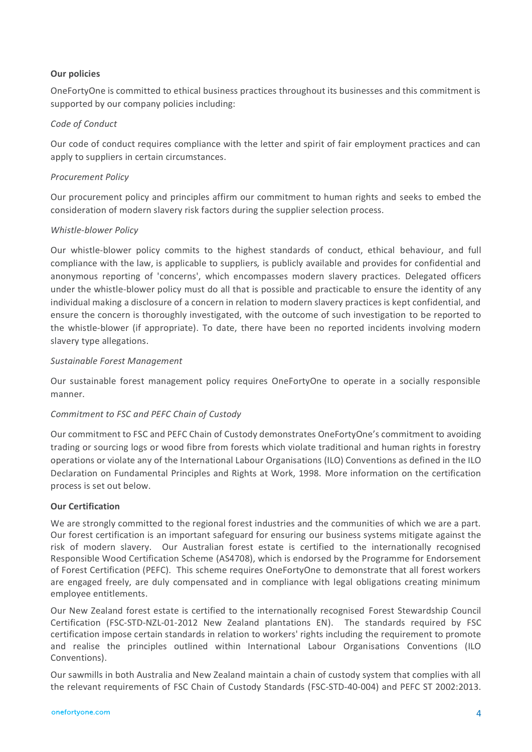**Our policies**

OneFortyOne is committed to ethical business practices throughout its businesses and this commitment is supported by our company policies including:

*Code of Conduct*

Our code of conduct requires compliance with the letter and spirit of fair employment practices and can apply to suppliers in certain circumstances.

*Procurement Policy*

Our procurement policy and principles affirm our commitment to human rights and seeks to embed the consideration of modern slavery risk factors during the supplier selection process.

*Whistle-blower Policy*

Our whistle-blower policy commits to the highest standards of conduct, ethical behaviour, and full compliance with the law, is applicable to suppliers, is publicly available and provides for confidential and anonymous reporting of 'concerns', which encompasses modern slavery practices. Delegated officers under the whistle-blower policy must do all that is possible and practicable to ensure the identity of any individual making a disclosure of a concern in relation to modern slavery practices is kept confidential, and ensure the concern is thoroughly investigated, with the outcome of such investigation to be reported to the whistle-blower (if appropriate). To date, there have been no reported incidents involving modern slavery type allegations.

*Sustainable Forest Management*

Our sustainable forest management policy requires OneFortyOne to operate in a socially responsible manner.

*Commitment to FSC and PEFC Chain of Custody*

Our commitment to FSC and PEFC Chain of Custody demonstrates OneFortyOne's commitment to avoiding trading or sourcing logs or wood fibre from forests which violate traditional and human rights in forestry operations or violate any of the International Labour Organisations (ILO) Conventions as defined in the ILO Declaration on Fundamental Principles and Rights at Work, 1998. More information on the certification process is set out below.

**Our Certification**

We are strongly committed to the regional forest industries and the communities of which we are a part. Our forest certification is an important safeguard for ensuring our business systems mitigate against the risk of modern slavery. Our Australian forest estate is certified to the internationally recognised Responsible Wood Certification Scheme (AS4708), which is endorsed by the Programme for Endorsement of Forest Certification (PEFC). This scheme requires OneFortyOne to demonstrate that all forest workers are engaged freely, are duly compensated and in compliance with legal obligations creating minimum employee entitlements.

Our New Zealand forest estate is certified to the internationally recognised Forest Stewardship Council Certification (FSC-STD-NZL-01-2012 New Zealand plantations EN). The standards required by FSC certification impose certain standards in relation to workers' rights including the requirement to promote and realise the principles outlined within International Labour Organisations Conventions (ILO Conventions).

Our sawmills in both Australia and New Zealand maintain a chain of custody system that complies with all the relevant requirements of FSC Chain of Custody Standards (FSC-STD-40-004) and PEFC ST 2002:2013.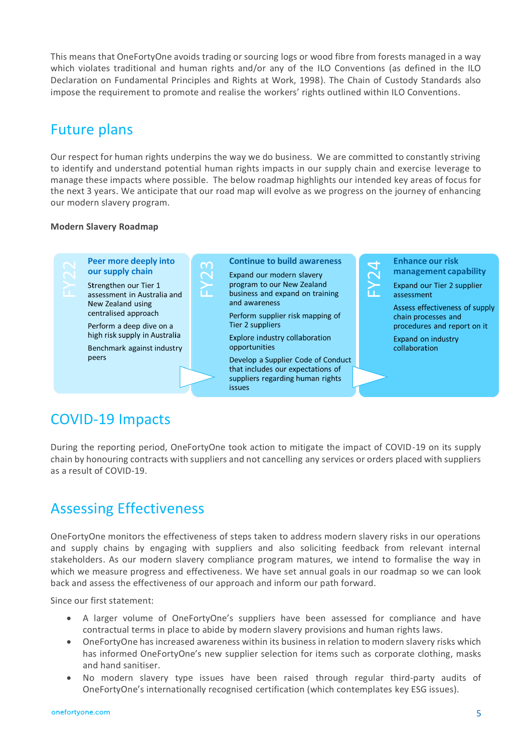This means that OneFortyOne avoids trading or sourcing logs or wood fibre from forests managed in a way which violates traditional and human rights and/or any of the ILO Conventions (as defined in the ILO Declaration on Fundamental Principles and Rights at Work, 1998). The Chain of Custody Standards also impose the requirement to promote and realise the workers' rights outlined within ILO Conventions.

## Future plans

Our respect for human rights underpins the way we do business. We are committed to constantly striving to identify and understand potential human rights impacts in our supply chain and exercise leverage to manage these impacts where possible. The below roadmap highlights our intended key areas of focus for the next 3 years. We anticipate that our road map will evolve as we progress on the journey of enhancing our modern slavery program.

**Modern Slavery Roadmap**

**FY22 – Peer more deeply into our supply chain**

- Strengthen our Tier 1 assessment in Australia and New Zealand using centralised approach
- Perform a deep dive on a high risk supply in Australia
- Benchmark against industry peers

**FY23 – Continue to build awareness**

- Expand our modern slavery program to our New Zealand business and expand on training and awareness
- Perform supplier risk mapping of Tier 2 suppliers
- Explore industry collaboration opportunities
- Develop a Supplier Code of Conduct that includes our expectations of suppliers regarding human rights issues

**FY24 – Enhance our risk management capability**

- Expand our Tier 2 supplier assessment
- Assess effectiveness of supply chain processes and procedures and report on it
- Expand on industry collaboration

## COVID-19 Impacts

During the reporting period, OneFortyOne took action to mitigate the impact of COVID-19 on its supply chain by honouring contracts with suppliers and not cancelling any services or orders placed with suppliers as a result of COVID-19.

## Assessing Effectiveness

OneFortyOne monitors the effectiveness of steps taken to address modern slavery risks in our operations and supply chains by engaging with suppliers and also soliciting feedback from relevant internal stakeholders. As our modern slavery compliance program matures, we intend to formalise the way in which we measure progress and effectiveness. We have set annual goals in our roadmap so we can look back and assess the effectiveness of our approach and inform our path forward.

Since our first statement:

- A larger volume of OneFortyOne's suppliers have been assessed for compliance and have contractual terms in place to abide by modern slavery provisions and human rights laws.
- OneFortyOne has increased awareness within its business in relation to modern slavery risks which has informed OneFortyOne's new supplier selection for items such as corporate clothing, masks and hand sanitiser.
- No modern slavery type issues have been raised through regular third-party audits of OneFortyOne's internationally recognised certification (which contemplates key ESG issues).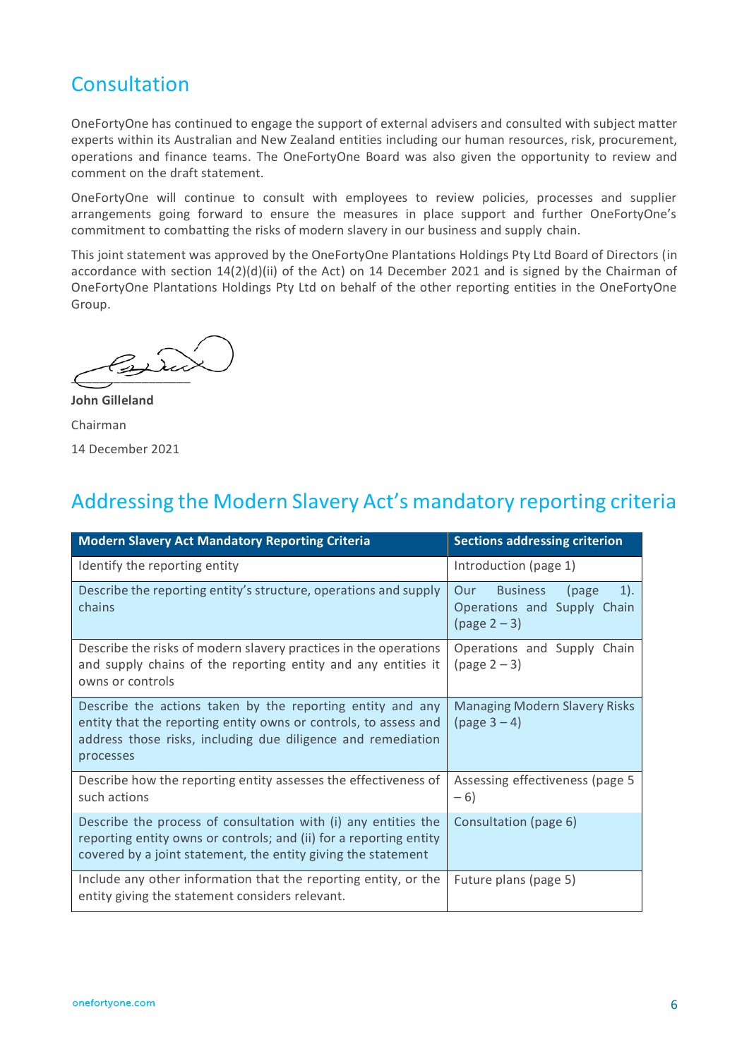## Consultation

OneFortyOne has continued to engage the support of external advisers and consulted with subject matter experts within its Australian and New Zealand entities including our human resources, risk, procurement, operations and finance teams. The OneFortyOne Board was also given the opportunity to review and comment on the draft statement.

OneFortyOne will continue to consult with employees to review policies, processes and supplier arrangements going forward to ensure the measures in place support and further OneFortyOne's commitment to combatting the risks of modern slavery in our business and supply chain.

This joint statement was approved by the OneFortyOne Plantations Holdings Pty Ltd Board of Directors (in accordance with section 14(2)(d)(ii) of the Act) on 14 December 2021 and is signed by the Chairman of OneFortyOne Plantations Holdings Pty Ltd on behalf of the other reporting entities in the OneFortyOne Group.

**John Gilleland**

Chairman

14 December 2021

## Addressing the Modern Slavery Act's mandatory reporting criteria

| Modern Slavery Act Mandatory Reporting Criteria | Sections addressing criterion |
|---|---|
| Identify the reporting entity | Introduction (page 1) |
| Describe the reporting entity's structure, operations and supply chains | Our Business (page 1). Operations and Supply Chain (page 2 – 3) |
| Describe the risks of modern slavery practices in the operations and supply chains of the reporting entity and any entities it owns or controls | Operations and Supply Chain (page 2 – 3) |
| Describe the actions taken by the reporting entity and any entity that the reporting entity owns or controls, to assess and address those risks, including due diligence and remediation processes | Managing Modern Slavery Risks (page 3 – 4) |
| Describe how the reporting entity assesses the effectiveness of such actions | Assessing effectiveness (page 5 – 6) |
| Describe the process of consultation with (i) any entities the reporting entity owns or controls; and (ii) for a reporting entity covered by a joint statement, the entity giving the statement | Consultation (page 6) |
| Include any other information that the reporting entity, or the entity giving the statement considers relevant. | Future plans (page 5) |